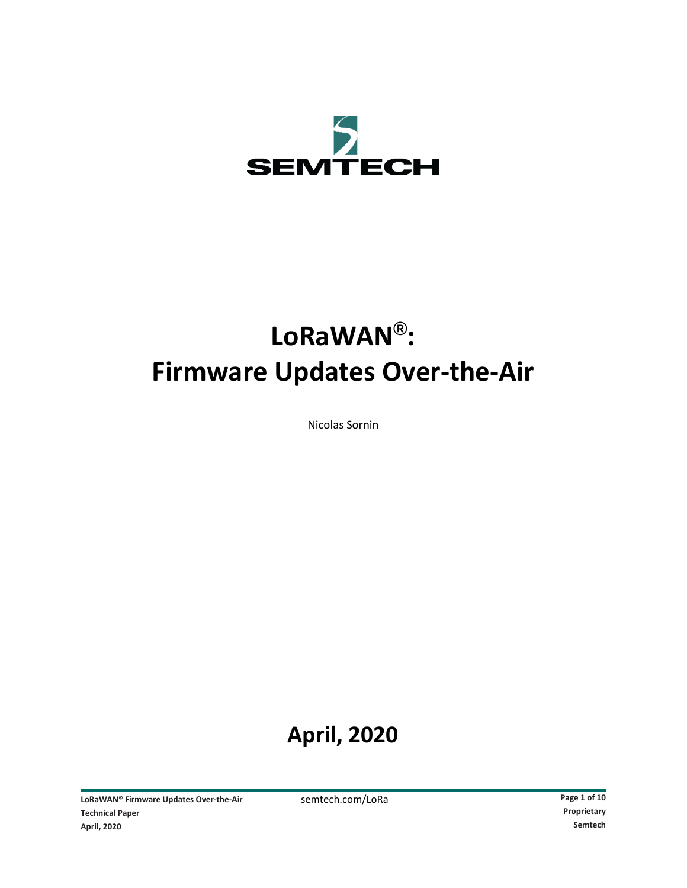SEMTECH

# LoRaWAN®: Firmware Updates Over-the-Air

Nicolas Sornin

## April, 2020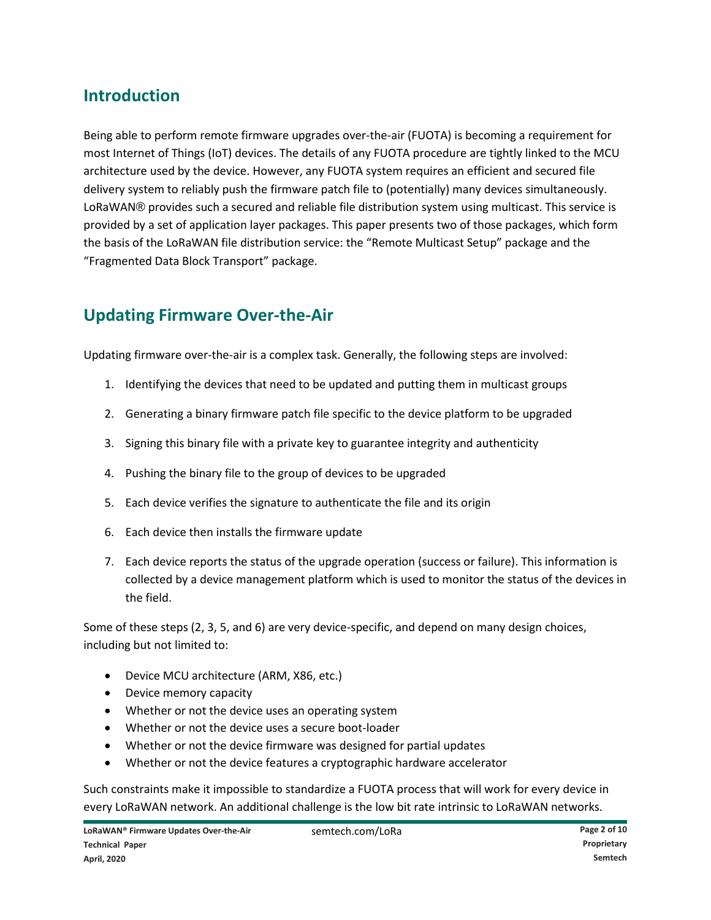## Introduction

Being able to perform remote firmware upgrades over-the-air (FUOTA) is becoming a requirement for most Internet of Things (IoT) devices. The details of any FUOTA procedure are tightly linked to the MCU architecture used by the device. However, any FUOTA system requires an efficient and secured file delivery system to reliably push the firmware patch file to (potentially) many devices simultaneously. LoRaWAN® provides such a secured and reliable file distribution system using multicast. This service is provided by a set of application layer packages. This paper presents two of those packages, which form the basis of the LoRaWAN file distribution service: the "Remote Multicast Setup" package and the "Fragmented Data Block Transport" package.

## Updating Firmware Over-the-Air

Updating firmware over-the-air is a complex task. Generally, the following steps are involved:

1. Identifying the devices that need to be updated and putting them in multicast groups
2. Generating a binary firmware patch file specific to the device platform to be upgraded
3. Signing this binary file with a private key to guarantee integrity and authenticity
4. Pushing the binary file to the group of devices to be upgraded
5. Each device verifies the signature to authenticate the file and its origin
6. Each device then installs the firmware update
7. Each device reports the status of the upgrade operation (success or failure). This information is collected by a device management platform which is used to monitor the status of the devices in the field.

Some of these steps (2, 3, 5, and 6) are very device-specific, and depend on many design choices, including but not limited to:

- Device MCU architecture (ARM, X86, etc.)
- Device memory capacity
- Whether or not the device uses an operating system
- Whether or not the device uses a secure boot-loader
- Whether or not the device firmware was designed for partial updates
- Whether or not the device features a cryptographic hardware accelerator

Such constraints make it impossible to standardize a FUOTA process that will work for every device in every LoRaWAN network. An additional challenge is the low bit rate intrinsic to LoRaWAN networks.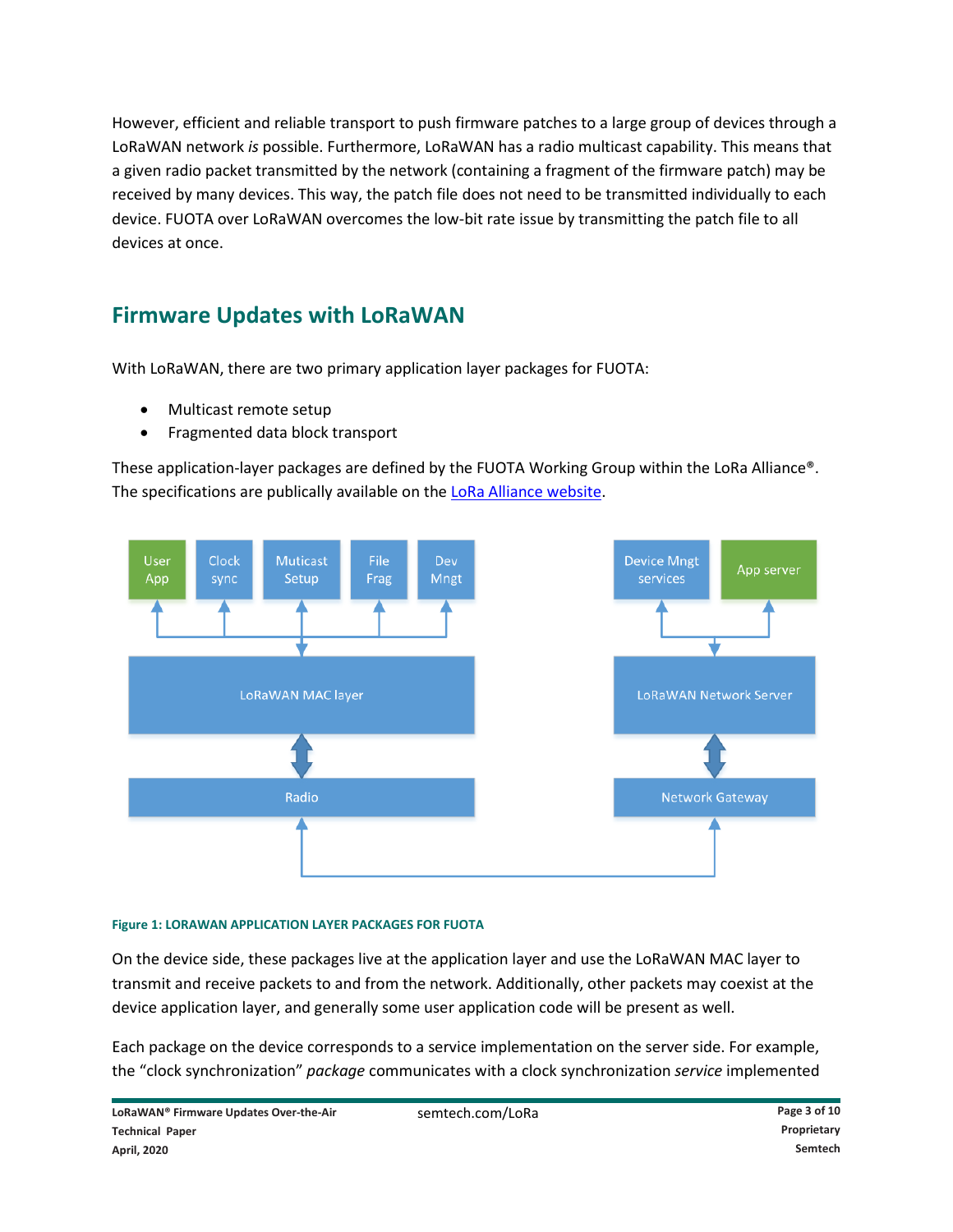However, efficient and reliable transport to push firmware patches to a large group of devices through a LoRaWAN network *is* possible. Furthermore, LoRaWAN has a radio multicast capability. This means that a given radio packet transmitted by the network (containing a fragment of the firmware patch) may be received by many devices. This way, the patch file does not need to be transmitted individually to each device. FUOTA over LoRaWAN overcomes the low-bit rate issue by transmitting the patch file to all devices at once.

## Firmware Updates with LoRaWAN

With LoRaWAN, there are two primary application layer packages for FUOTA:

- Multicast remote setup
- Fragmented data block transport

These application-layer packages are defined by the FUOTA Working Group within the LoRa Alliance®. The specifications are publically available on the [LoRa Alliance website](LoRa Alliance website).

Figure 1: LORAWAN APPLICATION LAYER PACKAGES FOR FUOTA

On the device side, these packages live at the application layer and use the LoRaWAN MAC layer to transmit and receive packets to and from the network. Additionally, other packets may coexist at the device application layer, and generally some user application code will be present as well.

Each package on the device corresponds to a service implementation on the server side. For example, the "clock synchronization" *package* communicates with a clock synchronization *service* implemented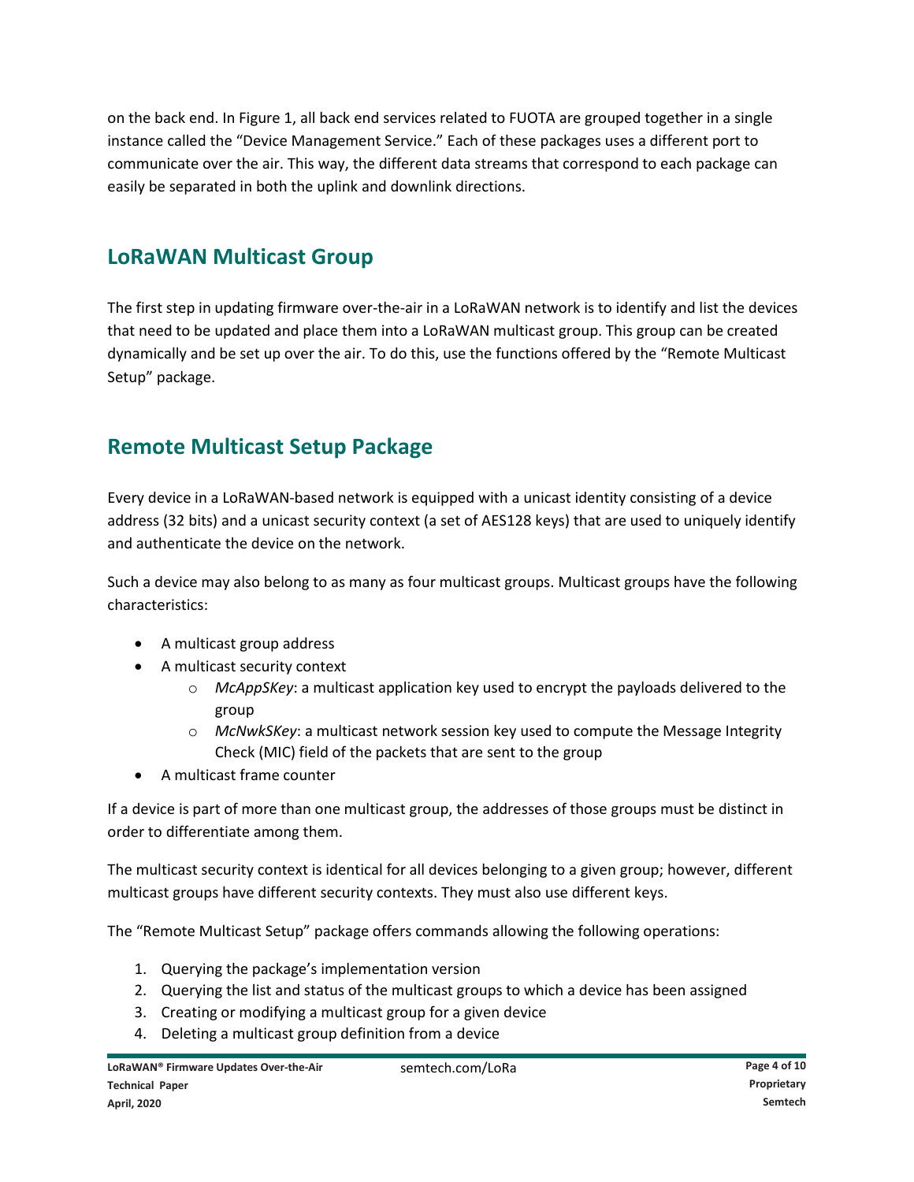on the back end. In Figure 1, all back end services related to FUOTA are grouped together in a single instance called the "Device Management Service." Each of these packages uses a different port to communicate over the air. This way, the different data streams that correspond to each package can easily be separated in both the uplink and downlink directions.

## LoRaWAN Multicast Group

The first step in updating firmware over-the-air in a LoRaWAN network is to identify and list the devices that need to be updated and place them into a LoRaWAN multicast group. This group can be created dynamically and be set up over the air. To do this, use the functions offered by the "Remote Multicast Setup" package.

## Remote Multicast Setup Package

Every device in a LoRaWAN-based network is equipped with a unicast identity consisting of a device address (32 bits) and a unicast security context (a set of AES128 keys) that are used to uniquely identify and authenticate the device on the network.

Such a device may also belong to as many as four multicast groups. Multicast groups have the following characteristics:

- A multicast group address
- A multicast security context
  - *McAppSKey*: a multicast application key used to encrypt the payloads delivered to the group
  - *McNwkSKey*: a multicast network session key used to compute the Message Integrity Check (MIC) field of the packets that are sent to the group
- A multicast frame counter

If a device is part of more than one multicast group, the addresses of those groups must be distinct in order to differentiate among them.

The multicast security context is identical for all devices belonging to a given group; however, different multicast groups have different security contexts. They must also use different keys.

The "Remote Multicast Setup" package offers commands allowing the following operations:

1. Querying the package's implementation version
2. Querying the list and status of the multicast groups to which a device has been assigned
3. Creating or modifying a multicast group for a given device
4. Deleting a multicast group definition from a device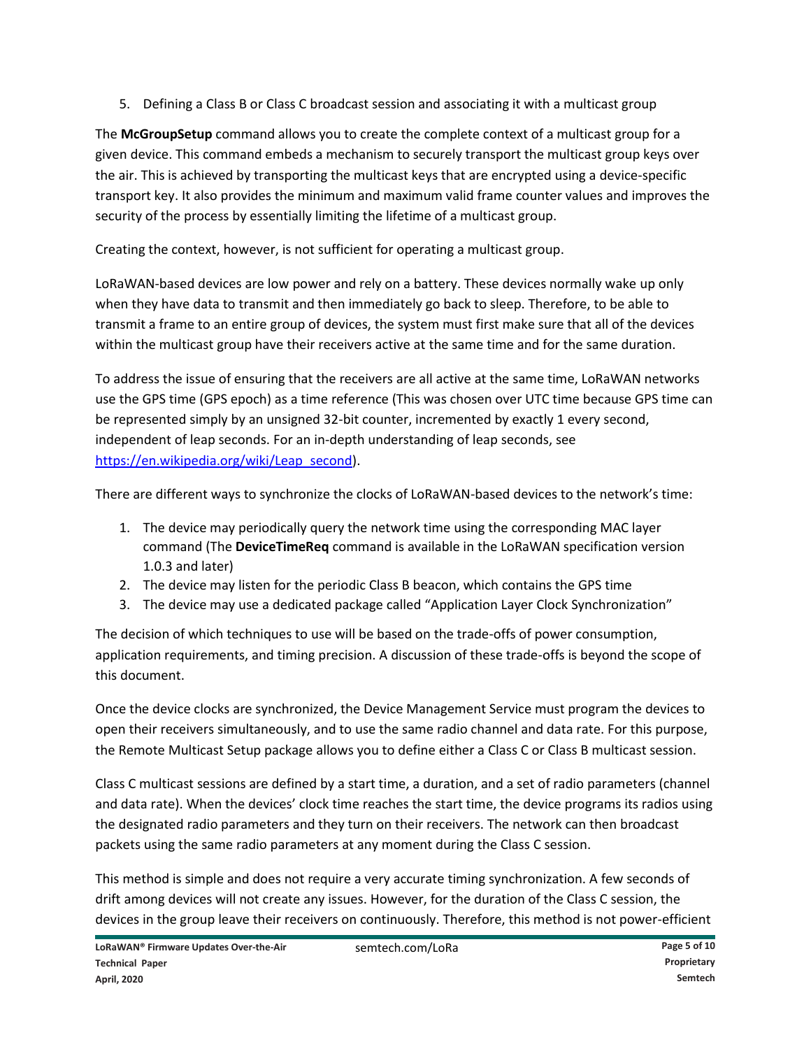5. Defining a Class B or Class C broadcast session and associating it with a multicast group

The **McGroupSetup** command allows you to create the complete context of a multicast group for a given device. This command embeds a mechanism to securely transport the multicast group keys over the air. This is achieved by transporting the multicast keys that are encrypted using a device-specific transport key. It also provides the minimum and maximum valid frame counter values and improves the security of the process by essentially limiting the lifetime of a multicast group.

Creating the context, however, is not sufficient for operating a multicast group.

LoRaWAN-based devices are low power and rely on a battery. These devices normally wake up only when they have data to transmit and then immediately go back to sleep. Therefore, to be able to transmit a frame to an entire group of devices, the system must first make sure that all of the devices within the multicast group have their receivers active at the same time and for the same duration.

To address the issue of ensuring that the receivers are all active at the same time, LoRaWAN networks use the GPS time (GPS epoch) as a time reference (This was chosen over UTC time because GPS time can be represented simply by an unsigned 32-bit counter, incremented by exactly 1 every second, independent of leap seconds. For an in-depth understanding of leap seconds, see https://en.wikipedia.org/wiki/Leap_second).

There are different ways to synchronize the clocks of LoRaWAN-based devices to the network's time:

1. The device may periodically query the network time using the corresponding MAC layer command (The **DeviceTimeReq** command is available in the LoRaWAN specification version 1.0.3 and later)
2. The device may listen for the periodic Class B beacon, which contains the GPS time
3. The device may use a dedicated package called "Application Layer Clock Synchronization"

The decision of which techniques to use will be based on the trade-offs of power consumption, application requirements, and timing precision. A discussion of these trade-offs is beyond the scope of this document.

Once the device clocks are synchronized, the Device Management Service must program the devices to open their receivers simultaneously, and to use the same radio channel and data rate. For this purpose, the Remote Multicast Setup package allows you to define either a Class C or Class B multicast session.

Class C multicast sessions are defined by a start time, a duration, and a set of radio parameters (channel and data rate). When the devices' clock time reaches the start time, the device programs its radios using the designated radio parameters and they turn on their receivers. The network can then broadcast packets using the same radio parameters at any moment during the Class C session.

This method is simple and does not require a very accurate timing synchronization. A few seconds of drift among devices will not create any issues. However, for the duration of the Class C session, the devices in the group leave their receivers on continuously. Therefore, this method is not power-efficient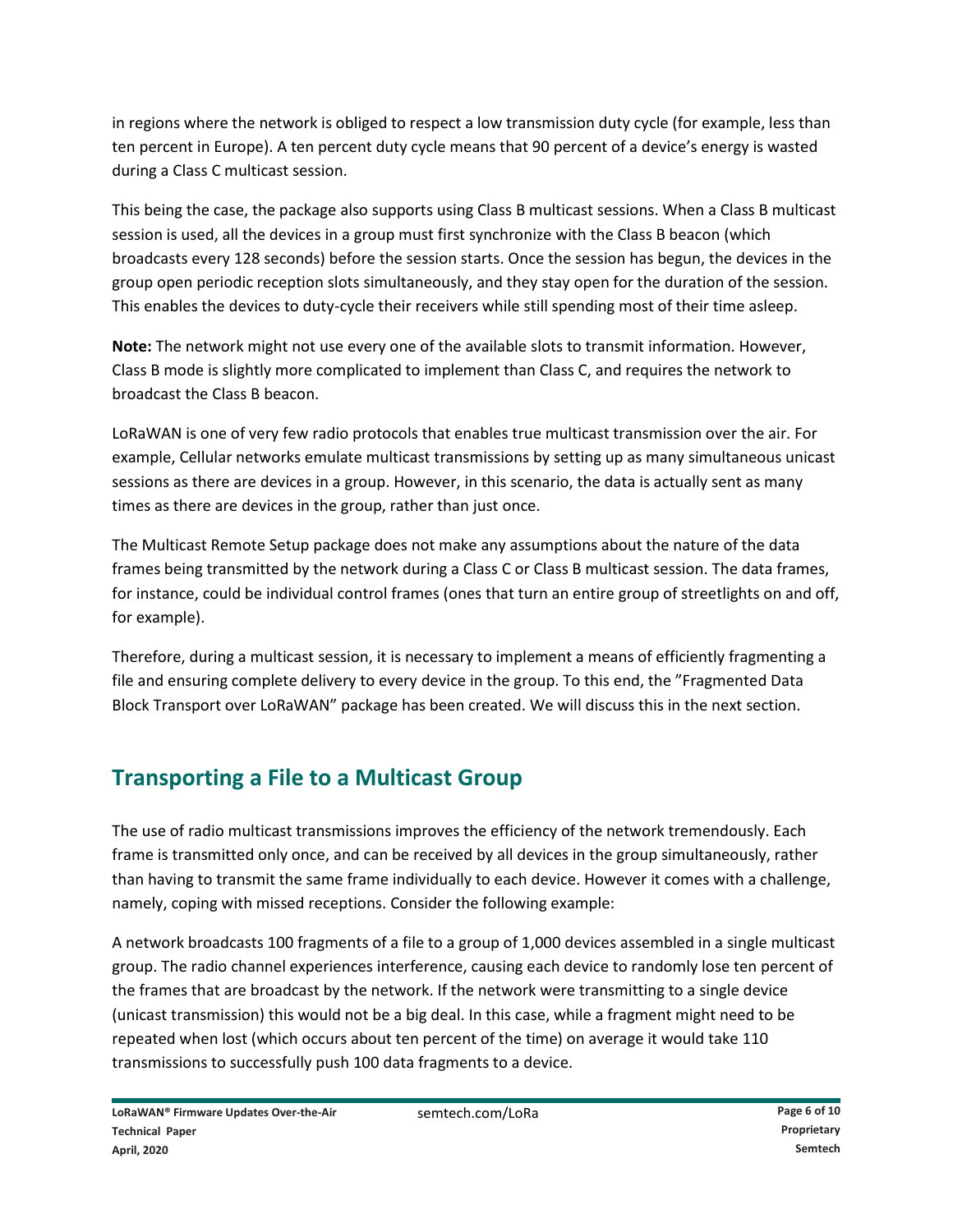in regions where the network is obliged to respect a low transmission duty cycle (for example, less than ten percent in Europe). A ten percent duty cycle means that 90 percent of a device's energy is wasted during a Class C multicast session.

This being the case, the package also supports using Class B multicast sessions. When a Class B multicast session is used, all the devices in a group must first synchronize with the Class B beacon (which broadcasts every 128 seconds) before the session starts. Once the session has begun, the devices in the group open periodic reception slots simultaneously, and they stay open for the duration of the session. This enables the devices to duty-cycle their receivers while still spending most of their time asleep.

**Note:** The network might not use every one of the available slots to transmit information. However, Class B mode is slightly more complicated to implement than Class C, and requires the network to broadcast the Class B beacon.

LoRaWAN is one of very few radio protocols that enables true multicast transmission over the air. For example, Cellular networks emulate multicast transmissions by setting up as many simultaneous unicast sessions as there are devices in a group. However, in this scenario, the data is actually sent as many times as there are devices in the group, rather than just once.

The Multicast Remote Setup package does not make any assumptions about the nature of the data frames being transmitted by the network during a Class C or Class B multicast session. The data frames, for instance, could be individual control frames (ones that turn an entire group of streetlights on and off, for example).

Therefore, during a multicast session, it is necessary to implement a means of efficiently fragmenting a file and ensuring complete delivery to every device in the group. To this end, the "Fragmented Data Block Transport over LoRaWAN" package has been created. We will discuss this in the next section.

## Transporting a File to a Multicast Group

The use of radio multicast transmissions improves the efficiency of the network tremendously. Each frame is transmitted only once, and can be received by all devices in the group simultaneously, rather than having to transmit the same frame individually to each device. However it comes with a challenge, namely, coping with missed receptions. Consider the following example:

A network broadcasts 100 fragments of a file to a group of 1,000 devices assembled in a single multicast group. The radio channel experiences interference, causing each device to randomly lose ten percent of the frames that are broadcast by the network. If the network were transmitting to a single device (unicast transmission) this would not be a big deal. In this case, while a fragment might need to be repeated when lost (which occurs about ten percent of the time) on average it would take 110 transmissions to successfully push 100 data fragments to a device.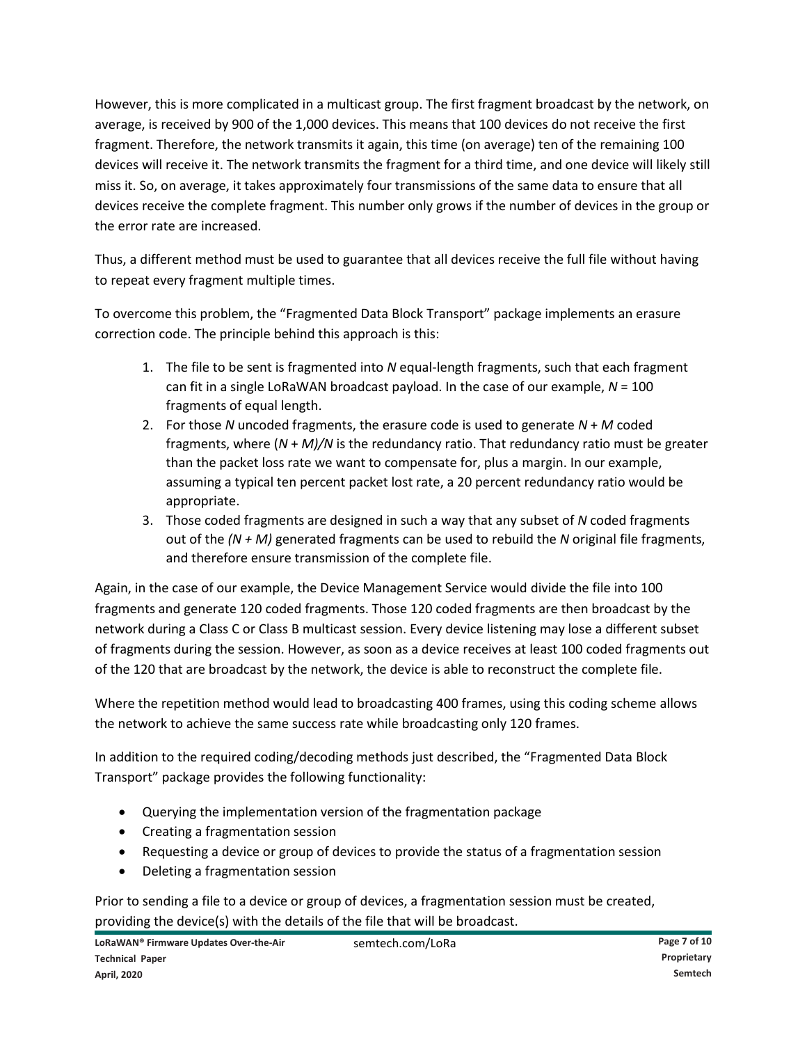However, this is more complicated in a multicast group. The first fragment broadcast by the network, on average, is received by 900 of the 1,000 devices. This means that 100 devices do not receive the first fragment. Therefore, the network transmits it again, this time (on average) ten of the remaining 100 devices will receive it. The network transmits the fragment for a third time, and one device will likely still miss it. So, on average, it takes approximately four transmissions of the same data to ensure that all devices receive the complete fragment. This number only grows if the number of devices in the group or the error rate are increased.

Thus, a different method must be used to guarantee that all devices receive the full file without having to repeat every fragment multiple times.

To overcome this problem, the "Fragmented Data Block Transport" package implements an erasure correction code. The principle behind this approach is this:

1. The file to be sent is fragmented into $N$ equal-length fragments, such that each fragment can fit in a single LoRaWAN broadcast payload. In the case of our example, $N = 100$ fragments of equal length.
2. For those $N$ uncoded fragments, the erasure code is used to generate $N + M$ coded fragments, where $(N + M)/N$ is the redundancy ratio. That redundancy ratio must be greater than the packet loss rate we want to compensate for, plus a margin. In our example, assuming a typical ten percent packet lost rate, a 20 percent redundancy ratio would be appropriate.
3. Those coded fragments are designed in such a way that any subset of $N$ coded fragments out of the $(N + M)$ generated fragments can be used to rebuild the $N$ original file fragments, and therefore ensure transmission of the complete file.

Again, in the case of our example, the Device Management Service would divide the file into 100 fragments and generate 120 coded fragments. Those 120 coded fragments are then broadcast by the network during a Class C or Class B multicast session. Every device listening may lose a different subset of fragments during the session. However, as soon as a device receives at least 100 coded fragments out of the 120 that are broadcast by the network, the device is able to reconstruct the complete file.

Where the repetition method would lead to broadcasting 400 frames, using this coding scheme allows the network to achieve the same success rate while broadcasting only 120 frames.

In addition to the required coding/decoding methods just described, the "Fragmented Data Block Transport" package provides the following functionality:

- Querying the implementation version of the fragmentation package
- Creating a fragmentation session
- Requesting a device or group of devices to provide the status of a fragmentation session
- Deleting a fragmentation session

Prior to sending a file to a device or group of devices, a fragmentation session must be created, providing the device(s) with the details of the file that will be broadcast.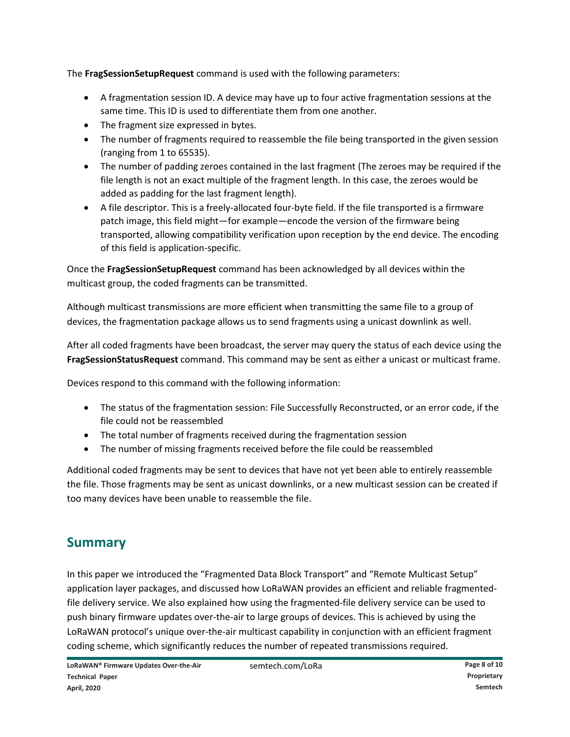The **FragSessionSetupRequest** command is used with the following parameters:

- A fragmentation session ID. A device may have up to four active fragmentation sessions at the same time. This ID is used to differentiate them from one another.
- The fragment size expressed in bytes.
- The number of fragments required to reassemble the file being transported in the given session (ranging from 1 to 65535).
- The number of padding zeroes contained in the last fragment (The zeroes may be required if the file length is not an exact multiple of the fragment length. In this case, the zeroes would be added as padding for the last fragment length).
- A file descriptor. This is a freely-allocated four-byte field. If the file transported is a firmware patch image, this field might—for example—encode the version of the firmware being transported, allowing compatibility verification upon reception by the end device. The encoding of this field is application-specific.

Once the **FragSessionSetupRequest** command has been acknowledged by all devices within the multicast group, the coded fragments can be transmitted.

Although multicast transmissions are more efficient when transmitting the same file to a group of devices, the fragmentation package allows us to send fragments using a unicast downlink as well.

After all coded fragments have been broadcast, the server may query the status of each device using the **FragSessionStatusRequest** command. This command may be sent as either a unicast or multicast frame.

Devices respond to this command with the following information:

- The status of the fragmentation session: File Successfully Reconstructed, or an error code, if the file could not be reassembled
- The total number of fragments received during the fragmentation session
- The number of missing fragments received before the file could be reassembled

Additional coded fragments may be sent to devices that have not yet been able to entirely reassemble the file. Those fragments may be sent as unicast downlinks, or a new multicast session can be created if too many devices have been unable to reassemble the file.

## Summary

In this paper we introduced the "Fragmented Data Block Transport" and "Remote Multicast Setup" application layer packages, and discussed how LoRaWAN provides an efficient and reliable fragmented-file delivery service. We also explained how using the fragmented-file delivery service can be used to push binary firmware updates over-the-air to large groups of devices. This is achieved by using the LoRaWAN protocol's unique over-the-air multicast capability in conjunction with an efficient fragment coding scheme, which significantly reduces the number of repeated transmissions required.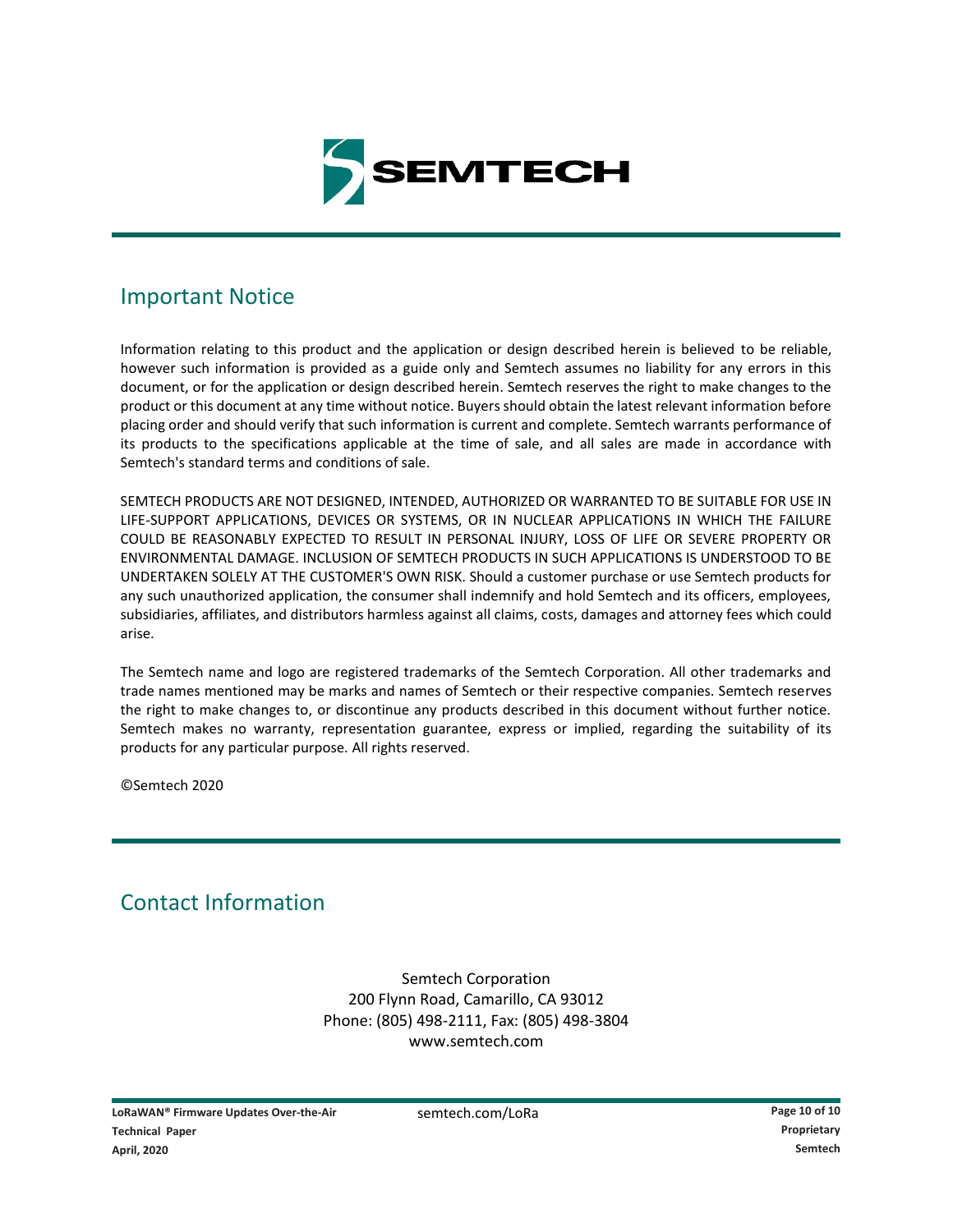## Important Notice

Information relating to this product and the application or design described herein is believed to be reliable, however such information is provided as a guide only and Semtech assumes no liability for any errors in this document, or for the application or design described herein. Semtech reserves the right to make changes to the product or this document at any time without notice. Buyers should obtain the latest relevant information before placing order and should verify that such information is current and complete. Semtech warrants performance of its products to the specifications applicable at the time of sale, and all sales are made in accordance with Semtech's standard terms and conditions of sale.

SEMTECH PRODUCTS ARE NOT DESIGNED, INTENDED, AUTHORIZED OR WARRANTED TO BE SUITABLE FOR USE IN LIFE-SUPPORT APPLICATIONS, DEVICES OR SYSTEMS, OR IN NUCLEAR APPLICATIONS IN WHICH THE FAILURE COULD BE REASONABLY EXPECTED TO RESULT IN PERSONAL INJURY, LOSS OF LIFE OR SEVERE PROPERTY OR ENVIRONMENTAL DAMAGE. INCLUSION OF SEMTECH PRODUCTS IN SUCH APPLICATIONS IS UNDERSTOOD TO BE UNDERTAKEN SOLELY AT THE CUSTOMER'S OWN RISK. Should a customer purchase or use Semtech products for any such unauthorized application, the consumer shall indemnify and hold Semtech and its officers, employees, subsidiaries, affiliates, and distributors harmless against all claims, costs, damages and attorney fees which could arise.

The Semtech name and logo are registered trademarks of the Semtech Corporation. All other trademarks and trade names mentioned may be marks and names of Semtech or their respective companies. Semtech reserves the right to make changes to, or discontinue any products described in this document without further notice. Semtech makes no warranty, representation guarantee, express or implied, regarding the suitability of its products for any particular purpose. All rights reserved.

©Semtech 2020

## Contact Information

Semtech Corporation
200 Flynn Road, Camarillo, CA 93012
Phone: (805) 498-2111, Fax: (805) 498-3804
www.semtech.com